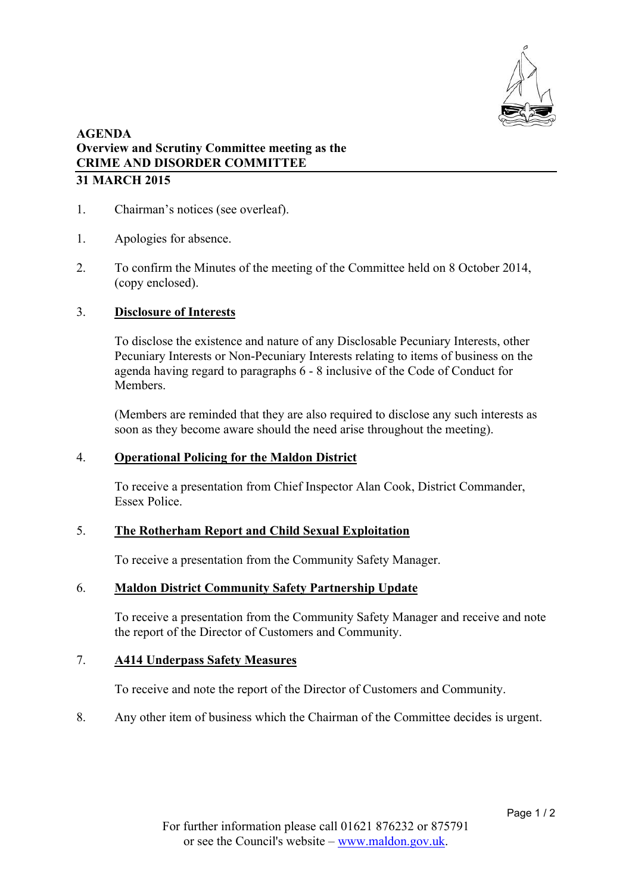# AGENDA
## Overview and Scrutiny Committee meeting as the CRIME AND DISORDER COMMITTEE
## 31 MARCH 2015

1. Chairman's notices (see overleaf).

1. Apologies for absence.

2. To confirm the Minutes of the meeting of the Committee held on 8 October 2014, (copy enclosed).

3. **Disclosure of Interests**

   To disclose the existence and nature of any Disclosable Pecuniary Interests, other Pecuniary Interests or Non-Pecuniary Interests relating to items of business on the agenda having regard to paragraphs 6 - 8 inclusive of the Code of Conduct for Members.

   (Members are reminded that they are also required to disclose any such interests as soon as they become aware should the need arise throughout the meeting).

4. **Operational Policing for the Maldon District**

   To receive a presentation from Chief Inspector Alan Cook, District Commander, Essex Police.

5. **The Rotherham Report and Child Sexual Exploitation**

   To receive a presentation from the Community Safety Manager.

6. **Maldon District Community Safety Partnership Update**

   To receive a presentation from the Community Safety Manager and receive and note the report of the Director of Customers and Community.

7. **A414 Underpass Safety Measures**

   To receive and note the report of the Director of Customers and Community.

8. Any other item of business which the Chairman of the Committee decides is urgent.

For further information please call 01621 876232 or 875791 or see the Council's website – www.maldon.gov.uk.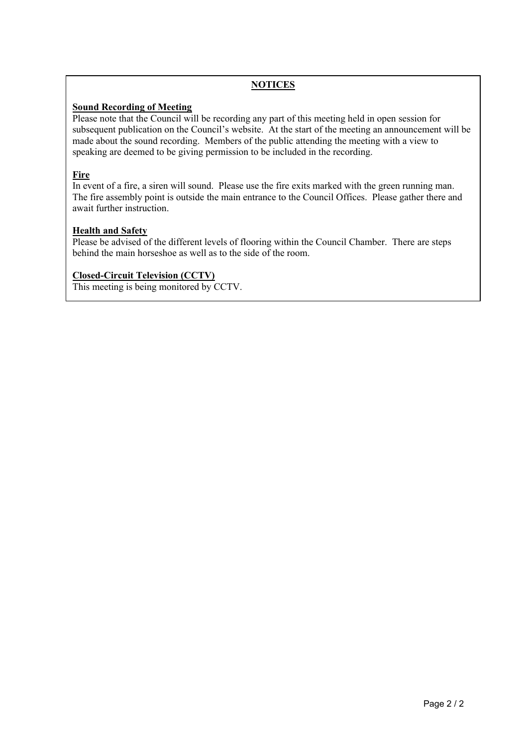## NOTICES

**Sound Recording of Meeting**

Please note that the Council will be recording any part of this meeting held in open session for subsequent publication on the Council's website. At the start of the meeting an announcement will be made about the sound recording. Members of the public attending the meeting with a view to speaking are deemed to be giving permission to be included in the recording.

**Fire**

In event of a fire, a siren will sound. Please use the fire exits marked with the green running man. The fire assembly point is outside the main entrance to the Council Offices. Please gather there and await further instruction.

**Health and Safety**

Please be advised of the different levels of flooring within the Council Chamber. There are steps behind the main horseshoe as well as to the side of the room.

**Closed-Circuit Television (CCTV)**

This meeting is being monitored by CCTV.